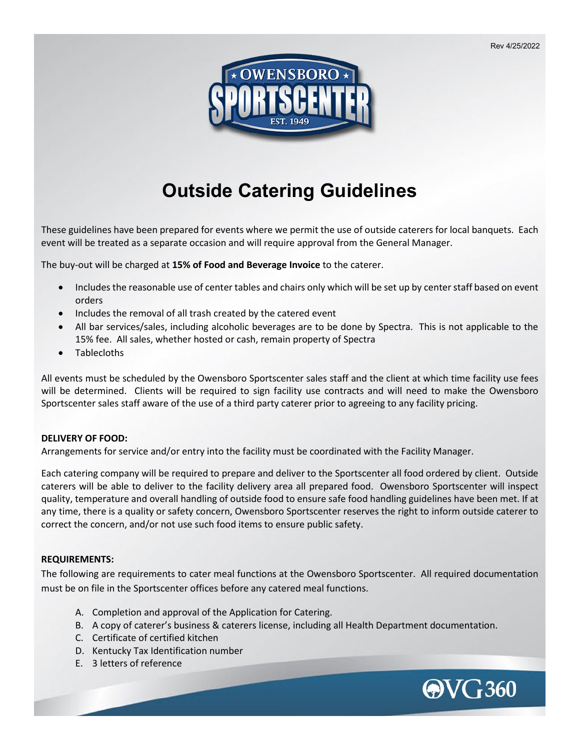Rev 4/25/2022

# Outside Catering Guidelines

These guidelines have been prepared for events where we permit the use of outside caterers for local banquets. Each event will be treated as a separate occasion and will require approval from the General Manager.

The buy-out will be charged at **15% of Food and Beverage Invoice** to the caterer.

- Includes the reasonable use of center tables and chairs only which will be set up by center staff based on event orders
- Includes the removal of all trash created by the catered event
- All bar services/sales, including alcoholic beverages are to be done by Spectra. This is not applicable to the 15% fee. All sales, whether hosted or cash, remain property of Spectra
- Tablecloths

All events must be scheduled by the Owensboro Sportscenter sales staff and the client at which time facility use fees will be determined. Clients will be required to sign facility use contracts and will need to make the Owensboro Sportscenter sales staff aware of the use of a third party caterer prior to agreeing to any facility pricing.

**DELIVERY OF FOOD:**

Arrangements for service and/or entry into the facility must be coordinated with the Facility Manager.

Each catering company will be required to prepare and deliver to the Sportscenter all food ordered by client. Outside caterers will be able to deliver to the facility delivery area all prepared food. Owensboro Sportscenter will inspect quality, temperature and overall handling of outside food to ensure safe food handling guidelines have been met. If at any time, there is a quality or safety concern, Owensboro Sportscenter reserves the right to inform outside caterer to correct the concern, and/or not use such food items to ensure public safety.

**REQUIREMENTS:**

The following are requirements to cater meal functions at the Owensboro Sportscenter. All required documentation must be on file in the Sportscenter offices before any catered meal functions.

A. Completion and approval of the Application for Catering.
B. A copy of caterer's business & caterers license, including all Health Department documentation.
C. Certificate of certified kitchen
D. Kentucky Tax Identification number
E. 3 letters of reference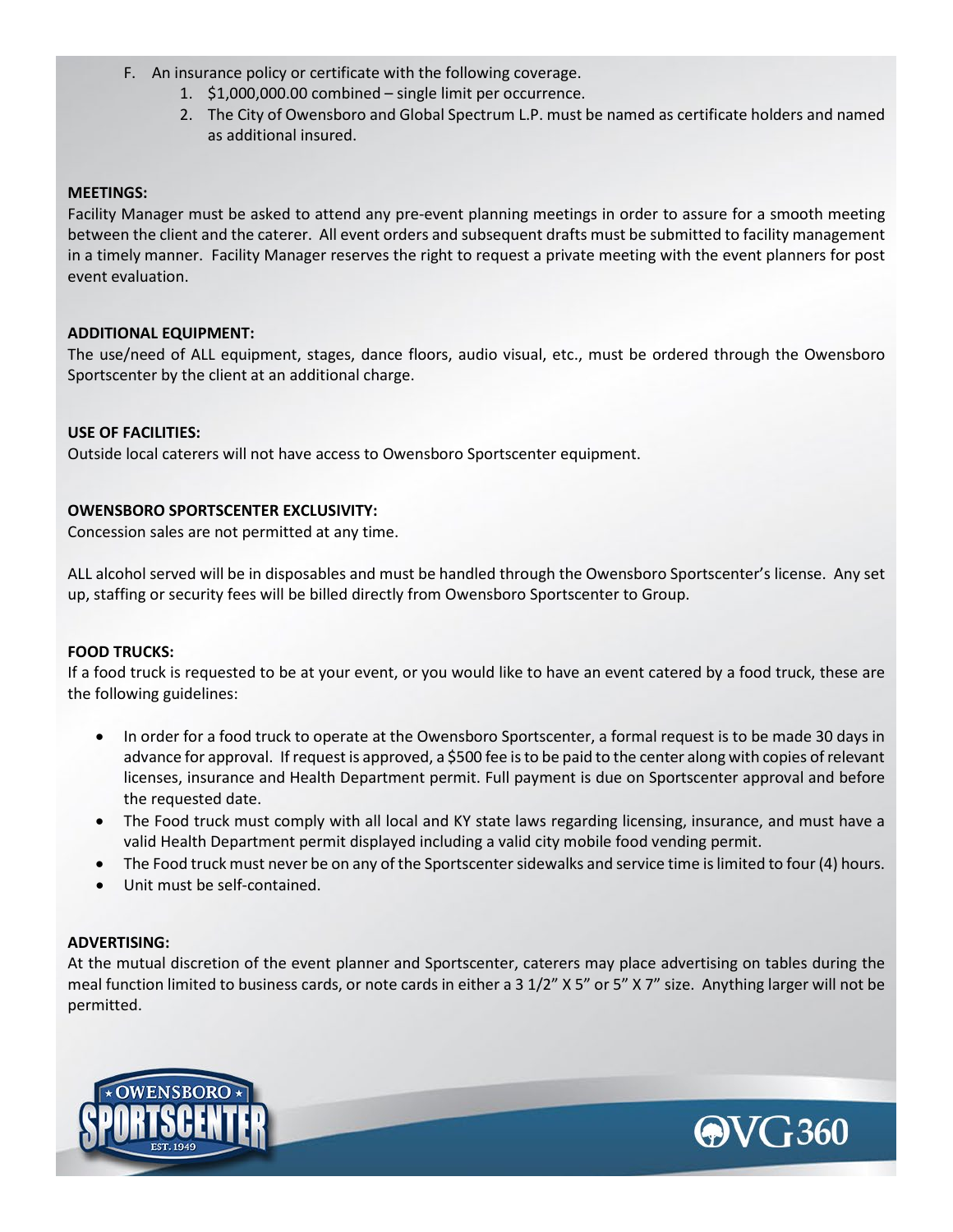F. An insurance policy or certificate with the following coverage.
   1. $1,000,000.00 combined – single limit per occurrence.
   2. The City of Owensboro and Global Spectrum L.P. must be named as certificate holders and named as additional insured.

**MEETINGS:**
Facility Manager must be asked to attend any pre-event planning meetings in order to assure for a smooth meeting between the client and the caterer. All event orders and subsequent drafts must be submitted to facility management in a timely manner. Facility Manager reserves the right to request a private meeting with the event planners for post event evaluation.

**ADDITIONAL EQUIPMENT:**
The use/need of ALL equipment, stages, dance floors, audio visual, etc., must be ordered through the Owensboro Sportscenter by the client at an additional charge.

**USE OF FACILITIES:**
Outside local caterers will not have access to Owensboro Sportscenter equipment.

**OWENSBORO SPORTSCENTER EXCLUSIVITY:**
Concession sales are not permitted at any time.

ALL alcohol served will be in disposables and must be handled through the Owensboro Sportscenter's license. Any set up, staffing or security fees will be billed directly from Owensboro Sportscenter to Group.

**FOOD TRUCKS:**
If a food truck is requested to be at your event, or you would like to have an event catered by a food truck, these are the following guidelines:

- In order for a food truck to operate at the Owensboro Sportscenter, a formal request is to be made 30 days in advance for approval. If request is approved, a $500 fee is to be paid to the center along with copies of relevant licenses, insurance and Health Department permit. Full payment is due on Sportscenter approval and before the requested date.
- The Food truck must comply with all local and KY state laws regarding licensing, insurance, and must have a valid Health Department permit displayed including a valid city mobile food vending permit.
- The Food truck must never be on any of the Sportscenter sidewalks and service time is limited to four (4) hours.
- Unit must be self-contained.

**ADVERTISING:**
At the mutual discretion of the event planner and Sportscenter, caterers may place advertising on tables during the meal function limited to business cards, or note cards in either a 3 1/2" X 5" or 5" X 7" size. Anything larger will not be permitted.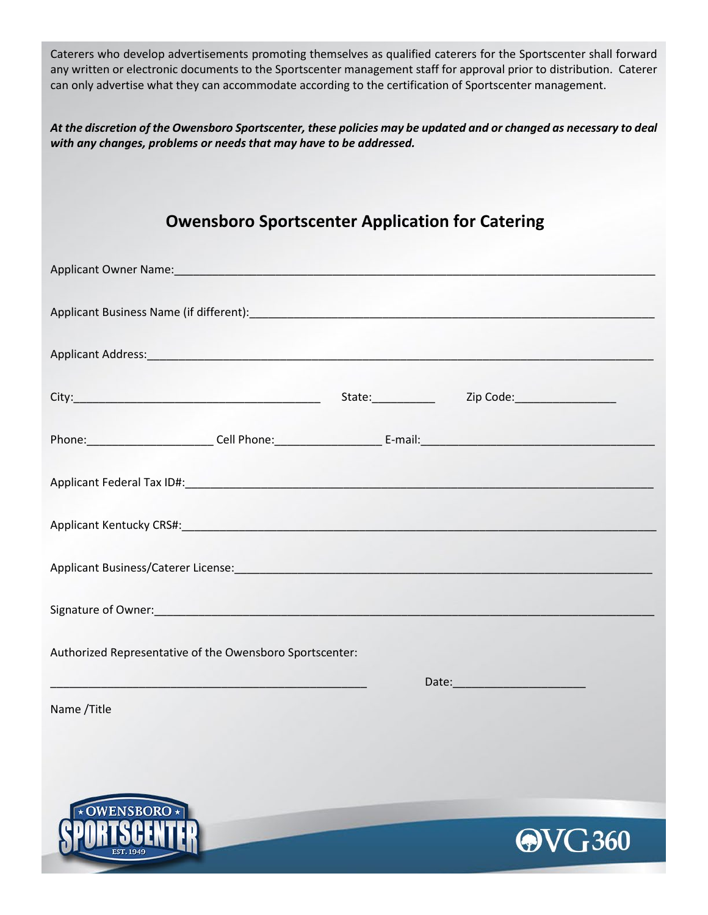Caterers who develop advertisements promoting themselves as qualified caterers for the Sportscenter shall forward any written or electronic documents to the Sportscenter management staff for approval prior to distribution. Caterer can only advertise what they can accommodate according to the certification of Sportscenter management.

***At the discretion of the Owensboro Sportscenter, these policies may be updated and or changed as necessary to deal with any changes, problems or needs that may have to be addressed.***

## Owensboro Sportscenter Application for Catering

Applicant Owner Name:___________________________________________________________________________

Applicant Business Name (if different):_______________________________________________________________

Applicant Address:_______________________________________________________________________________

City:_______________________________________ State:__________ Zip Code:________________

Phone:___________________ Cell Phone:________________ E-mail:____________________________________

Applicant Federal Tax ID#:_________________________________________________________________________

Applicant Kentucky CRS#:__________________________________________________________________________

Applicant Business/Caterer License:__________________________________________________________________

Signature of Owner:________________________________________________________________________________

Authorized Representative of the Owensboro Sportscenter:

_______________________________________________ Date:____________________

Name /Title

OWENSBORO SPORTSCENTER EST. 1949

OVG360